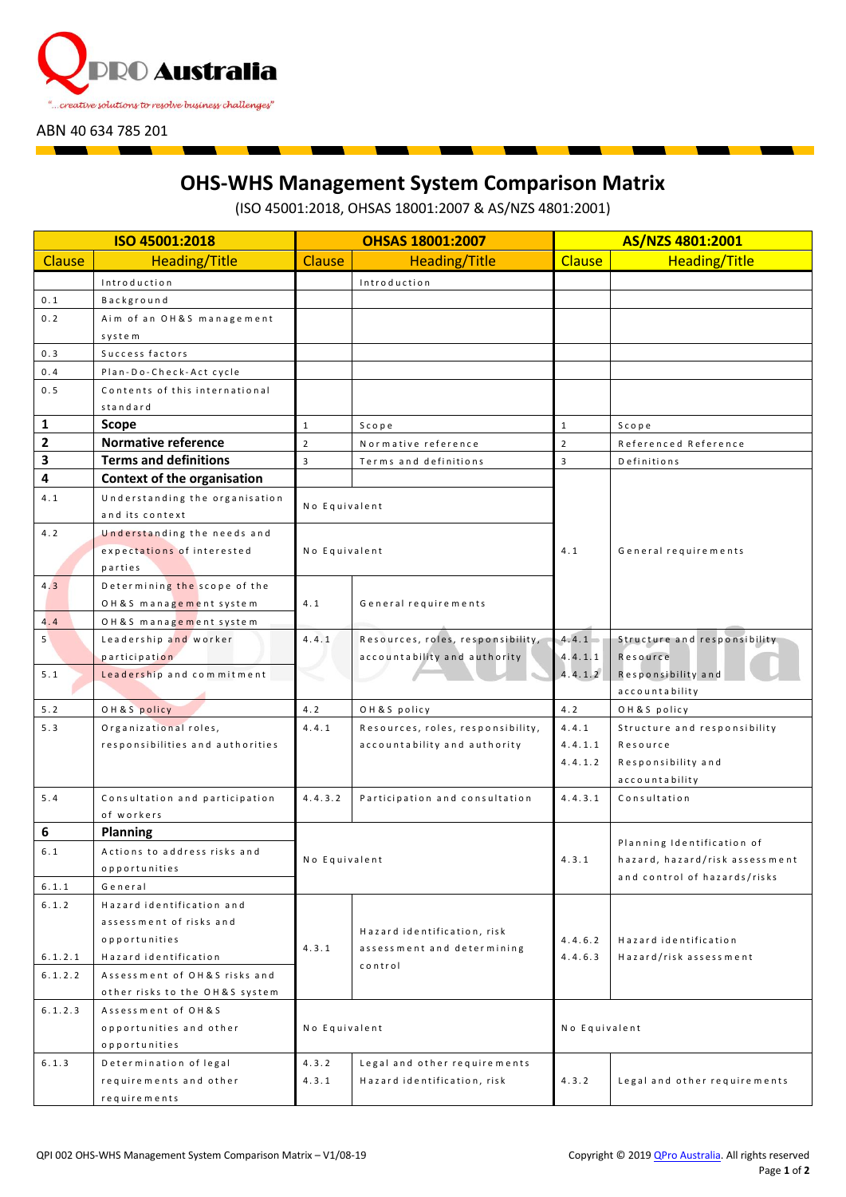QPRO Australia

"...creative solutions to resolve business challenges"

ABN 40 634 785 201

# OHS-WHS Management System Comparison Matrix

(ISO 45001:2018, OHSAS 18001:2007 & AS/NZS 4801:2001)

| ISO 45001:2018 | | OHSAS 18001:2007 | | AS/NZS 4801:2001 | |
|---|---|---|---|---|---|
| Clause | Heading/Title | Clause | Heading/Title | Clause | Heading/Title |
| | Introduction | | Introduction | | |
| 0.1 | Background | | | | |
| 0.2 | Aim of an OH&S management system | | | | |
| 0.3 | Success factors | | | | |
| 0.4 | Plan-Do-Check-Act cycle | | | | |
| 0.5 | Contents of this international standard | | | | |
| **1** | **Scope** | 1 | Scope | 1 | Scope |
| **2** | **Normative reference** | 2 | Normative reference | 2 | Referenced Reference |
| **3** | **Terms and definitions** | 3 | Terms and definitions | 3 | Definitions |
| **4** | **Context of the organisation** | | | 4.1 | General requirements |
| 4.1 | Understanding the organisation and its context | No Equivalent | | | |
| 4.2 | Understanding the needs and expectations of interested parties | No Equivalent | | | |
| 4.3 | Determining the scope of the OH&S management system | 4.1 | General requirements | | |
| 4.4 | OH&S management system | | | | |
| 5 | Leadership and worker participation | 4.4.1 | Resources, roles, responsibility, accountability and authority | 4.4.1<br>4.4.1.1<br>4.4.1.2 | Structure and responsibility<br>Resource<br>Responsibility and accountability |
| 5.1 | Leadership and commitment | | | | |
| 5.2 | OH&S policy | 4.2 | OH&S policy | 4.2 | OH&S policy |
| 5.3 | Organizational roles, responsibilities and authorities | 4.4.1 | Resources, roles, responsibility, accountability and authority | 4.4.1<br>4.4.1.1<br>4.4.1.2 | Structure and responsibility<br>Resource<br>Responsibility and accountability |
| 5.4 | Consultation and participation of workers | 4.4.3.2 | Participation and consultation | 4.4.3.1 | Consultation |
| **6** | **Planning** | No Equivalent | | 4.3.1 | Planning Identification of hazard, hazard/risk assessment and control of hazards/risks |
| 6.1 | Actions to address risks and opportunities | | | | |
| 6.1.1 | General | | | | |
| 6.1.2<br><br>6.1.2.1 | Hazard identification and assessment of risks and opportunities<br>Hazard identification | 4.3.1 | Hazard identification, risk assessment and determining control | 4.4.6.2<br>4.4.6.3 | Hazard identification<br>Hazard/risk assessment |
| 6.1.2.2 | Assessment of OH&S risks and other risks to the OH&S system | | | | |
| 6.1.2.3 | Assessment of OH&S opportunities and other opportunities | No Equivalent | | No Equivalent | |
| 6.1.3 | Determination of legal requirements and other requirements | 4.3.2<br>4.3.1 | Legal and other requirements<br>Hazard identification, risk | 4.3.2 | Legal and other requirements |

QPI 002 OHS-WHS Management System Comparison Matrix – V1/08-19

Copyright © 2019 QPro Australia. All rights reserved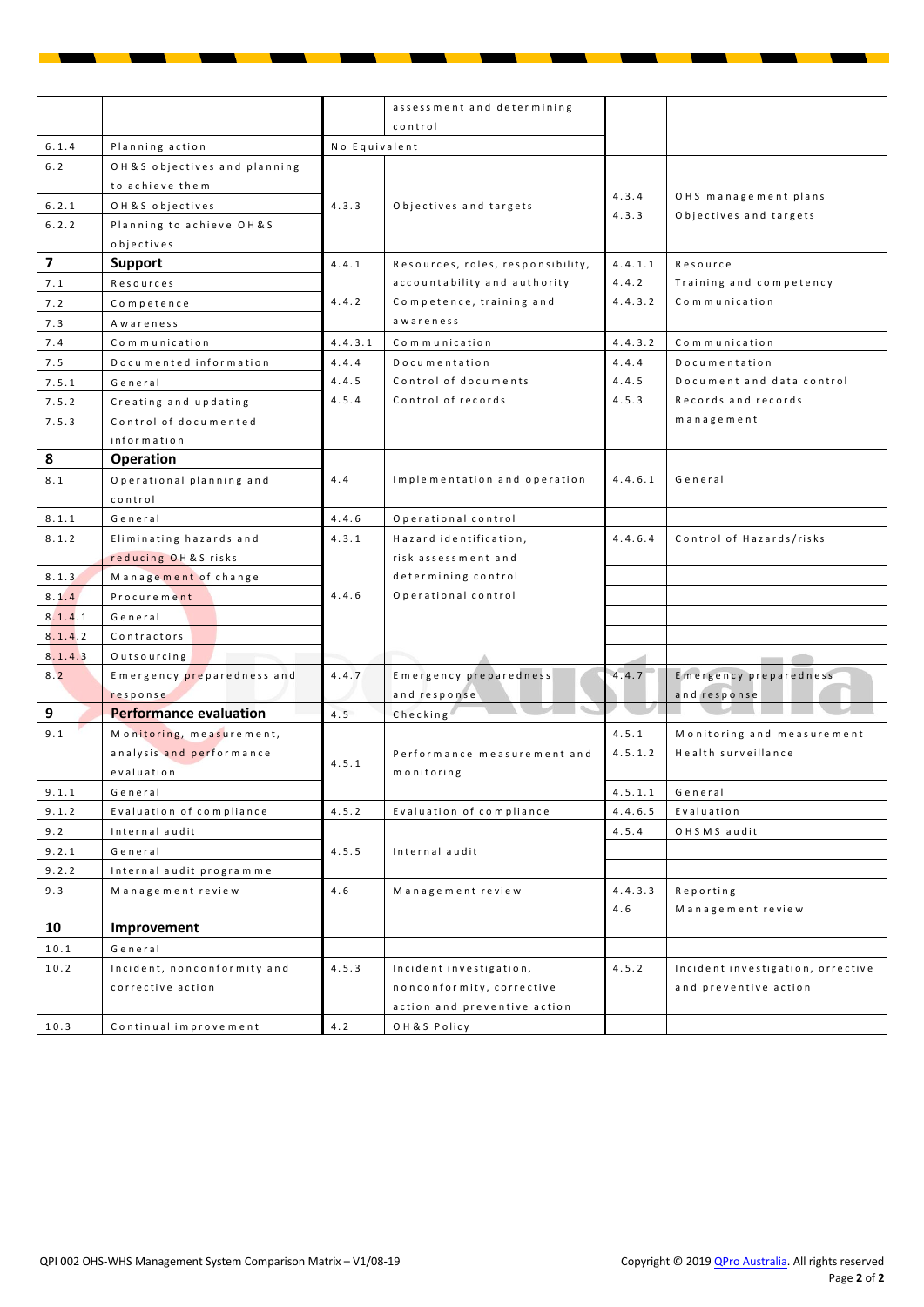| | | | | | |
|---|---|---|---|---|---|
| | | | assessment and determining control | | |
| 6.1.4 | Planning action | No Equivalent | | | |
| 6.2 | OH&S objectives and planning to achieve them | 4.3.3 | Objectives and targets | 4.3.4<br>4.3.3 | OHS management plans<br>Objectives and targets |
| 6.2.1 | OH&S objectives | | | | |
| 6.2.2 | Planning to achieve OH&S objectives | | | | |
| **7** | **Support** | 4.4.1 | Resources, roles, responsibility, accountability and authority | 4.4.1.1<br>4.4.2<br>4.4.3.2 | Resource<br>Training and competency<br>Communication |
| 7.1 | Resources | | | | |
| 7.2 | Competence | 4.4.2 | Competence, training and awareness | | |
| 7.3 | Awareness | | | | |
| 7.4 | Communication | 4.4.3.1 | Communication | 4.4.3.2 | Communication |
| 7.5 | Documented information | 4.4.4<br>4.4.5<br>4.5.4 | Documentation<br>Control of documents<br>Control of records | 4.4.4<br>4.4.5<br>4.5.3 | Documentation<br>Document and data control<br>Records and records management |
| 7.5.1 | General | | | | |
| 7.5.2 | Creating and updating | | | | |
| 7.5.3 | Control of documented information | | | | |
| **8** | **Operation** | 4.4 | Implementation and operation | 4.4.6.1 | General |
| 8.1 | Operational planning and control | | | | |
| 8.1.1 | General | 4.4.6 | Operational control | | |
| 8.1.2 | Eliminating hazards and reducing OH&S risks | 4.3.1 | Hazard identification, risk assessment and determining control | 4.4.6.4 | Control of Hazards/risks |
| 8.1.3 | Management of change | | | | |
| 8.1.4 | Procurement | 4.4.6 | Operational control | | |
| 8.1.4.1 | General | | | | |
| 8.1.4.2 | Contractors | | | | |
| 8.1.4.3 | Outsourcing | | | | |
| 8.2 | Emergency preparedness and response | 4.4.7 | Emergency preparedness and response | 4.4.7 | Emergency preparedness and response |
| **9** | **Performance evaluation** | 4.5 | Checking | | |
| 9.1 | Monitoring, measurement, analysis and performance evaluation | 4.5.1 | Performance measurement and monitoring | 4.5.1<br>4.5.1.2 | Monitoring and measurement<br>Health surveillance |
| 9.1.1 | General | | | 4.5.1.1 | General |
| 9.1.2 | Evaluation of compliance | 4.5.2 | Evaluation of compliance | 4.4.6.5 | Evaluation |
| 9.2 | Internal audit | 4.5.5 | Internal audit | 4.5.4 | OHSMS audit |
| 9.2.1 | General | | | | |
| 9.2.2 | Internal audit programme | | | | |
| 9.3 | Management review | 4.6 | Management review | 4.4.3.3<br>4.6 | Reporting<br>Management review |
| **10** | **Improvement** | | | | |
| 10.1 | General | | | | |
| 10.2 | Incident, nonconformity and corrective action | 4.5.3 | Incident investigation, nonconformity, corrective action and preventive action | 4.5.2 | Incident investigation, orrective and preventive action |
| 10.3 | Continual improvement | 4.2 | OH&S Policy | | |

QPI 002 OHS-WHS Management System Comparison Matrix – V1/08-19

Copyright © 2019 QPro Australia. All rights reserved